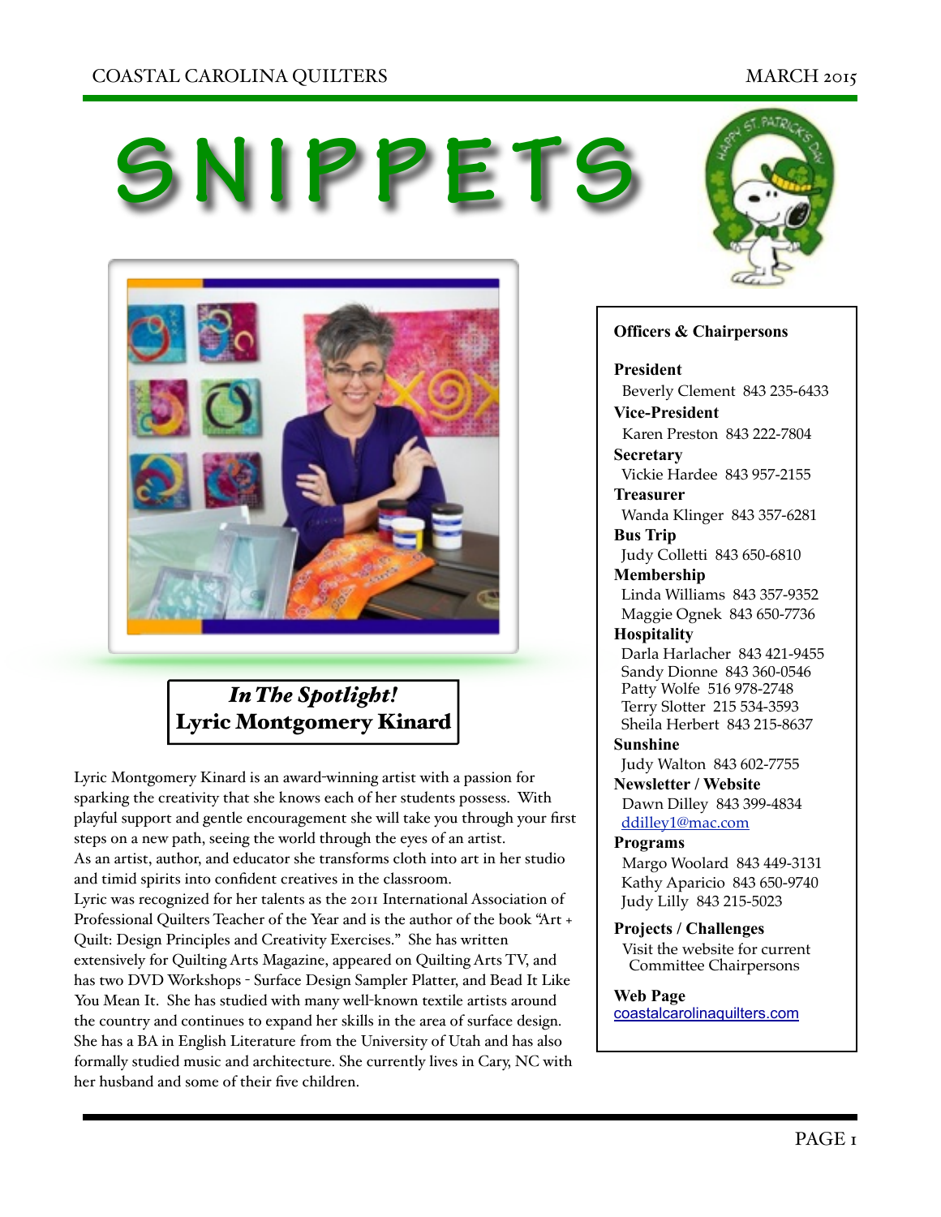# SNIPPETS

## *In The Spotlight!* Lyric Montgomery Kinard

Lyric Montgomery Kinard is an award-winning artist with a passion for sparking the creativity that she knows each of her students possess. With playful support and gentle encouragement she will take you through your first steps on a new path, seeing the world through the eyes of an artist.

As an artist, author, and educator she transforms cloth into art in her studio and timid spirits into confident creatives in the classroom.

Lyric was recognized for her talents as the 2011 International Association of Professional Quilters Teacher of the Year and is the author of the book "Art + Quilt: Design Principles and Creativity Exercises." She has written extensively for Quilting Arts Magazine, appeared on Quilting Arts TV, and has two DVD Workshops - Surface Design Sampler Platter, and Bead It Like You Mean It. She has studied with many well-known textile artists around the country and continues to expand her skills in the area of surface design. She has a BA in English Literature from the University of Utah and has also formally studied music and architecture. She currently lives in Cary, NC with her husband and some of their five children.

---

**Officers & Chairpersons**

**President**
Beverly Clement 843 235-6433

**Vice-President**
Karen Preston 843 222-7804

**Secretary**
Vickie Hardee 843 957-2155

**Treasurer**
Wanda Klinger 843 357-6281

**Bus Trip**
Judy Colletti 843 650-6810

**Membership**
Linda Williams 843 357-9352
Maggie Ognek 843 650-7736

**Hospitality**
Darla Harlacher 843 421-9455
Sandy Dionne 843 360-0546
Patty Wolfe 516 978-2748
Terry Slotter 215 534-3593
Sheila Herbert 843 215-8637

**Sunshine**
Judy Walton 843 602-7755

**Newsletter / Website**
Dawn Dilley 843 399-4834
ddilley1@mac.com

**Programs**
Margo Woolard 843 449-3131
Kathy Aparicio 843 650-9740
Judy Lilly 843 215-5023

**Projects / Challenges**
Visit the website for current Committee Chairpersons

**Web Page**
coastalcarolinaquilters.com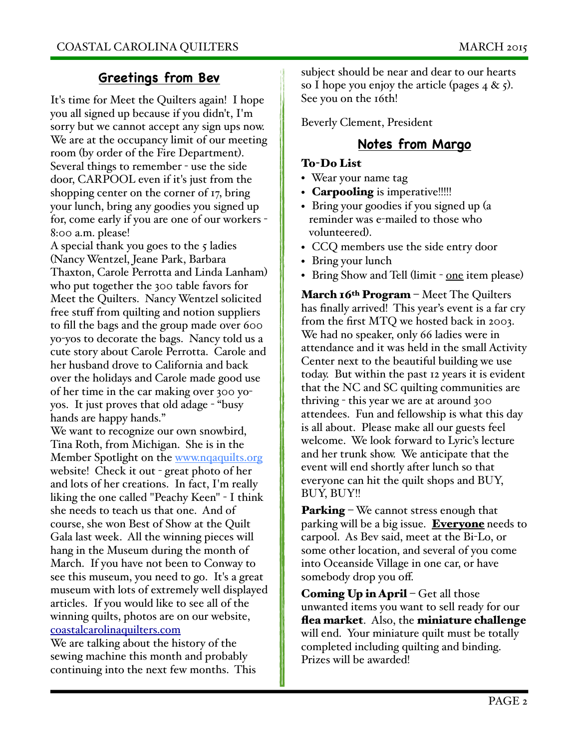## Greetings from Bev

It's time for Meet the Quilters again! I hope you all signed up because if you didn't, I'm sorry but we cannot accept any sign ups now. We are at the occupancy limit of our meeting room (by order of the Fire Department). Several things to remember - use the side door, CARPOOL even if it's just from the shopping center on the corner of 17, bring your lunch, bring any goodies you signed up for, come early if you are one of our workers - 8:00 a.m. please!

A special thank you goes to the 5 ladies (Nancy Wentzel, Jeane Park, Barbara Thaxton, Carole Perrotta and Linda Lanham) who put together the 300 table favors for Meet the Quilters. Nancy Wentzel solicited free stuff from quilting and notion suppliers to fill the bags and the group made over 600 yo-yos to decorate the bags. Nancy told us a cute story about Carole Perrotta. Carole and her husband drove to California and back over the holidays and Carole made good use of her time in the car making over 300 yo-yos. It just proves that old adage - "busy hands are happy hands."

We want to recognize our own snowbird, Tina Roth, from Michigan. She is in the Member Spotlight on the www.nqaquilts.org website! Check it out - great photo of her and lots of her creations. In fact, I'm really liking the one called "Peachy Keen" - I think she needs to teach us that one. And of course, she won Best of Show at the Quilt Gala last week. All the winning pieces will hang in the Museum during the month of March. If you have not been to Conway to see this museum, you need to go. It's a great museum with lots of extremely well displayed articles. If you would like to see all of the winning quilts, photos are on our website, coastalcarolinaquilters.com

We are talking about the history of the sewing machine this month and probably continuing into the next few months. This subject should be near and dear to our hearts so I hope you enjoy the article (pages 4 & 5). See you on the 16th!

Beverly Clement, President

## Notes from Margo

**To-Do List**

- Wear your name tag
- **Carpooling** is imperative!!!!!
- Bring your goodies if you signed up (a reminder was e-mailed to those who volunteered).
- CCQ members use the side entry door
- Bring your lunch
- Bring Show and Tell (limit - one item please)

**March 16th Program** – Meet The Quilters has finally arrived! This year's event is a far cry from the first MTQ we hosted back in 2003. We had no speaker, only 66 ladies were in attendance and it was held in the small Activity Center next to the beautiful building we use today. But within the past 12 years it is evident that the NC and SC quilting communities are thriving - this year we are at around 300 attendees. Fun and fellowship is what this day is all about. Please make all our guests feel welcome. We look forward to Lyric's lecture and her trunk show. We anticipate that the event will end shortly after lunch so that everyone can hit the quilt shops and BUY, BUY, BUY!!

**Parking** – We cannot stress enough that parking will be a big issue. **Everyone** needs to carpool. As Bev said, meet at the Bi-Lo, or some other location, and several of you come into Oceanside Village in one car, or have somebody drop you off.

**Coming Up in April** – Get all those unwanted items you want to sell ready for our **flea market**. Also, the **miniature challenge** will end. Your miniature quilt must be totally completed including quilting and binding. Prizes will be awarded!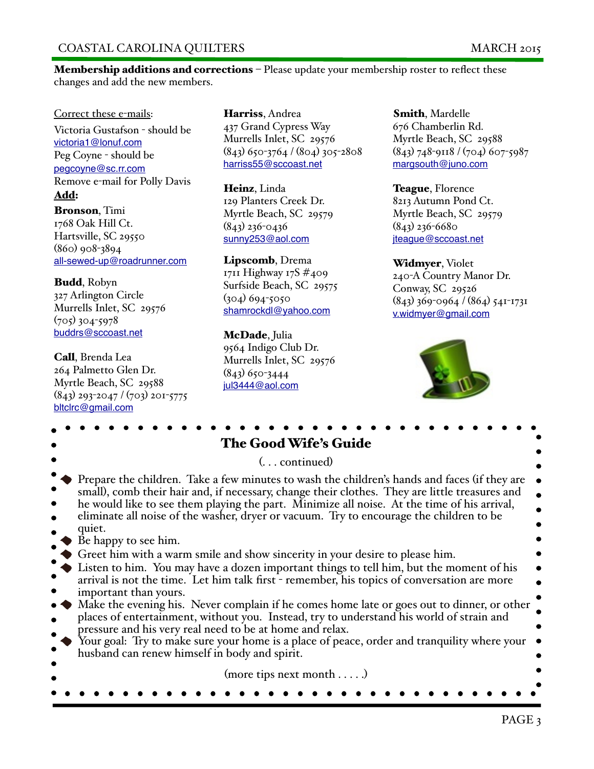**Membership additions and corrections** – Please update your membership roster to reflect these changes and add the new members.

Correct these e-mails:

Victoria Gustafson - should be victoria1@lonuf.com

Peg Coyne - should be pegcoyne@sc.rr.com

Remove e-mail for Polly Davis

**Add:**

**Bronson**, Timi
1768 Oak Hill Ct.
Hartsville, SC 29550
(860) 908-3894
all-sewed-up@roadrunner.com

**Budd**, Robyn
327 Arlington Circle
Murrells Inlet, SC 29576
(705) 304-5978
buddrs@sccoast.net

**Call**, Brenda Lea
264 Palmetto Glen Dr.
Myrtle Beach, SC 29588
(843) 293-2047 / (703) 201-5775
bltclrc@gmail.com

**Harriss**, Andrea
437 Grand Cypress Way
Murrells Inlet, SC 29576
(843) 650-3764 / (804) 305-2808
harriss55@sccoast.net

**Heinz**, Linda
129 Planters Creek Dr.
Myrtle Beach, SC 29579
(843) 236-0436
sunny253@aol.com

**Lipscomb**, Drema
1711 Highway 17S #409
Surfside Beach, SC 29575
(304) 694-5050
shamrockdl@yahoo.com

**McDade**, Julia
9564 Indigo Club Dr.
Murrells Inlet, SC 29576
(843) 650-3444
jul3444@aol.com

**Smith**, Mardelle
676 Chamberlin Rd.
Myrtle Beach, SC 29588
(843) 748-9118 / (704) 607-5987
margsouth@juno.com

**Teague**, Florence
8213 Autumn Pond Ct.
Myrtle Beach, SC 29579
(843) 236-6680
jteague@sccoast.net

**Widmyer**, Violet
240-A Country Manor Dr.
Conway, SC 29526
(843) 369-0964 / (864) 541-1731
v.widmyer@gmail.com

## The Good Wife's Guide

(. . . continued)

- Prepare the children. Take a few minutes to wash the children's hands and faces (if they are small), comb their hair and, if necessary, change their clothes. They are little treasures and he would like to see them playing the part. Minimize all noise. At the time of his arrival, eliminate all noise of the washer, dryer or vacuum. Try to encourage the children to be quiet.
- Be happy to see him.
- Greet him with a warm smile and show sincerity in your desire to please him.
- Listen to him. You may have a dozen important things to tell him, but the moment of his arrival is not the time. Let him talk first - remember, his topics of conversation are more important than yours.
- Make the evening his. Never complain if he comes home late or goes out to dinner, or other places of entertainment, without you. Instead, try to understand his world of strain and pressure and his very real need to be at home and relax.
- Your goal: Try to make sure your home is a place of peace, order and tranquility where your husband can renew himself in body and spirit.

(more tips next month . . . . .)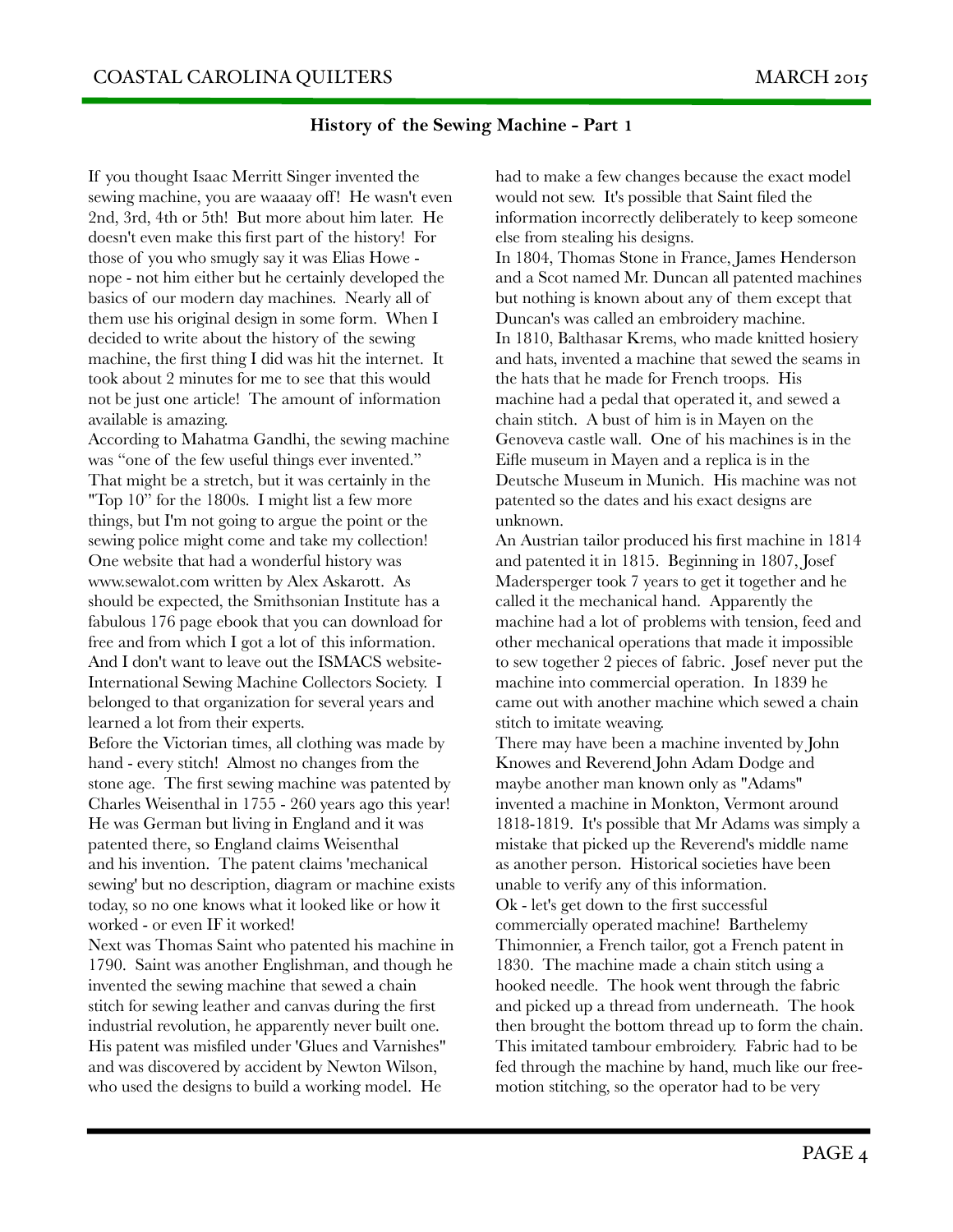## History of the Sewing Machine - Part 1

If you thought Isaac Merritt Singer invented the sewing machine, you are waaaay off! He wasn't even 2nd, 3rd, 4th or 5th! But more about him later. He doesn't even make this first part of the history! For those of you who smugly say it was Elias Howe - nope - not him either but he certainly developed the basics of our modern day machines. Nearly all of them use his original design in some form. When I decided to write about the history of the sewing machine, the first thing I did was hit the internet. It took about 2 minutes for me to see that this would not be just one article! The amount of information available is amazing.

According to Mahatma Gandhi, the sewing machine was "one of the few useful things ever invented." That might be a stretch, but it was certainly in the "Top 10" for the 1800s. I might list a few more things, but I'm not going to argue the point or the sewing police might come and take my collection! One website that had a wonderful history was www.sewalot.com written by Alex Askarott. As should be expected, the Smithsonian Institute has a fabulous 176 page ebook that you can download for free and from which I got a lot of this information. And I don't want to leave out the ISMACS website- International Sewing Machine Collectors Society. I belonged to that organization for several years and learned a lot from their experts.

Before the Victorian times, all clothing was made by hand - every stitch! Almost no changes from the stone age. The first sewing machine was patented by Charles Weisenthal in 1755 - 260 years ago this year! He was German but living in England and it was patented there, so England claims Weisenthal and his invention. The patent claims 'mechanical sewing' but no description, diagram or machine exists today, so no one knows what it looked like or how it worked - or even IF it worked!

Next was Thomas Saint who patented his machine in 1790. Saint was another Englishman, and though he invented the sewing machine that sewed a chain stitch for sewing leather and canvas during the first industrial revolution, he apparently never built one. His patent was misfiled under 'Glues and Varnishes" and was discovered by accident by Newton Wilson, who used the designs to build a working model. He had to make a few changes because the exact model would not sew. It's possible that Saint filed the information incorrectly deliberately to keep someone else from stealing his designs.

In 1804, Thomas Stone in France, James Henderson and a Scot named Mr. Duncan all patented machines but nothing is known about any of them except that Duncan's was called an embroidery machine.

In 1810, Balthasar Krems, who made knitted hosiery and hats, invented a machine that sewed the seams in the hats that he made for French troops. His machine had a pedal that operated it, and sewed a chain stitch. A bust of him is in Mayen on the Genoveva castle wall. One of his machines is in the Eifle museum in Mayen and a replica is in the Deutsche Museum in Munich. His machine was not patented so the dates and his exact designs are unknown.

An Austrian tailor produced his first machine in 1814 and patented it in 1815. Beginning in 1807, Josef Madersperger took 7 years to get it together and he called it the mechanical hand. Apparently the machine had a lot of problems with tension, feed and other mechanical operations that made it impossible to sew together 2 pieces of fabric. Josef never put the machine into commercial operation. In 1839 he came out with another machine which sewed a chain stitch to imitate weaving.

There may have been a machine invented by John Knowes and Reverend John Adam Dodge and maybe another man known only as "Adams" invented a machine in Monkton, Vermont around 1818-1819. It's possible that Mr Adams was simply a mistake that picked up the Reverend's middle name as another person. Historical societies have been unable to verify any of this information.

Ok - let's get down to the first successful commercially operated machine! Barthelemy Thimonnier, a French tailor, got a French patent in 1830. The machine made a chain stitch using a hooked needle. The hook went through the fabric and picked up a thread from underneath. The hook then brought the bottom thread up to form the chain. This imitated tambour embroidery. Fabric had to be fed through the machine by hand, much like our free-motion stitching, so the operator had to be very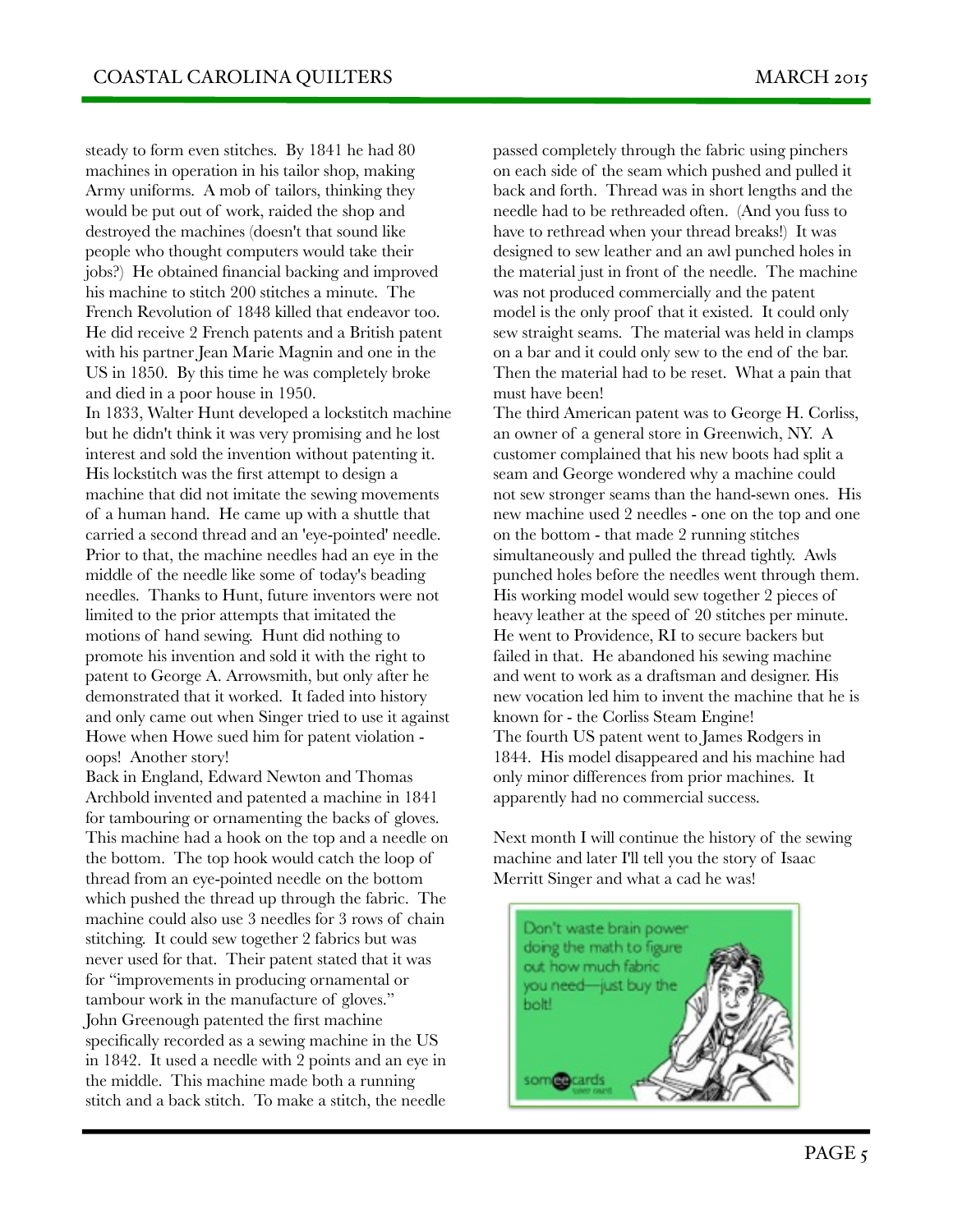steady to form even stitches. By 1841 he had 80 machines in operation in his tailor shop, making Army uniforms. A mob of tailors, thinking they would be put out of work, raided the shop and destroyed the machines (doesn't that sound like people who thought computers would take their jobs?) He obtained financial backing and improved his machine to stitch 200 stitches a minute. The French Revolution of 1848 killed that endeavor too. He did receive 2 French patents and a British patent with his partner Jean Marie Magnin and one in the US in 1850. By this time he was completely broke and died in a poor house in 1950.

In 1833, Walter Hunt developed a lockstitch machine but he didn't think it was very promising and he lost interest and sold the invention without patenting it. His lockstitch was the first attempt to design a machine that did not imitate the sewing movements of a human hand. He came up with a shuttle that carried a second thread and an 'eye-pointed' needle. Prior to that, the machine needles had an eye in the middle of the needle like some of today's beading needles. Thanks to Hunt, future inventors were not limited to the prior attempts that imitated the motions of hand sewing. Hunt did nothing to promote his invention and sold it with the right to patent to George A. Arrowsmith, but only after he demonstrated that it worked. It faded into history and only came out when Singer tried to use it against Howe when Howe sued him for patent violation - oops! Another story!

Back in England, Edward Newton and Thomas Archbold invented and patented a machine in 1841 for tambouring or ornamenting the backs of gloves. This machine had a hook on the top and a needle on the bottom. The top hook would catch the loop of thread from an eye-pointed needle on the bottom which pushed the thread up through the fabric. The machine could also use 3 needles for 3 rows of chain stitching. It could sew together 2 fabrics but was never used for that. Their patent stated that it was for "improvements in producing ornamental or tambour work in the manufacture of gloves."

John Greenough patented the first machine specifically recorded as a sewing machine in the US in 1842. It used a needle with 2 points and an eye in the middle. This machine made both a running stitch and a back stitch. To make a stitch, the needle passed completely through the fabric using pinchers on each side of the seam which pushed and pulled it back and forth. Thread was in short lengths and the needle had to be rethreaded often. (And you fuss to have to rethread when your thread breaks!) It was designed to sew leather and an awl punched holes in the material just in front of the needle. The machine was not produced commercially and the patent model is the only proof that it existed. It could only sew straight seams. The material was held in clamps on a bar and it could only sew to the end of the bar. Then the material had to be reset. What a pain that must have been!

The third American patent was to George H. Corliss, an owner of a general store in Greenwich, NY. A customer complained that his new boots had split a seam and George wondered why a machine could not sew stronger seams than the hand-sewn ones. His new machine used 2 needles - one on the top and one on the bottom - that made 2 running stitches simultaneously and pulled the thread tightly. Awls punched holes before the needles went through them. His working model would sew together 2 pieces of heavy leather at the speed of 20 stitches per minute. He went to Providence, RI to secure backers but failed in that. He abandoned his sewing machine and went to work as a draftsman and designer. His new vocation led him to invent the machine that he is known for - the Corliss Steam Engine!

The fourth US patent went to James Rodgers in 1844. His model disappeared and his machine had only minor differences from prior machines. It apparently had no commercial success.

Next month I will continue the history of the sewing machine and later I'll tell you the story of Isaac Merritt Singer and what a cad he was!

Don't waste brain power doing the math to figure out how much fabric you need—just buy the bolt!

someecards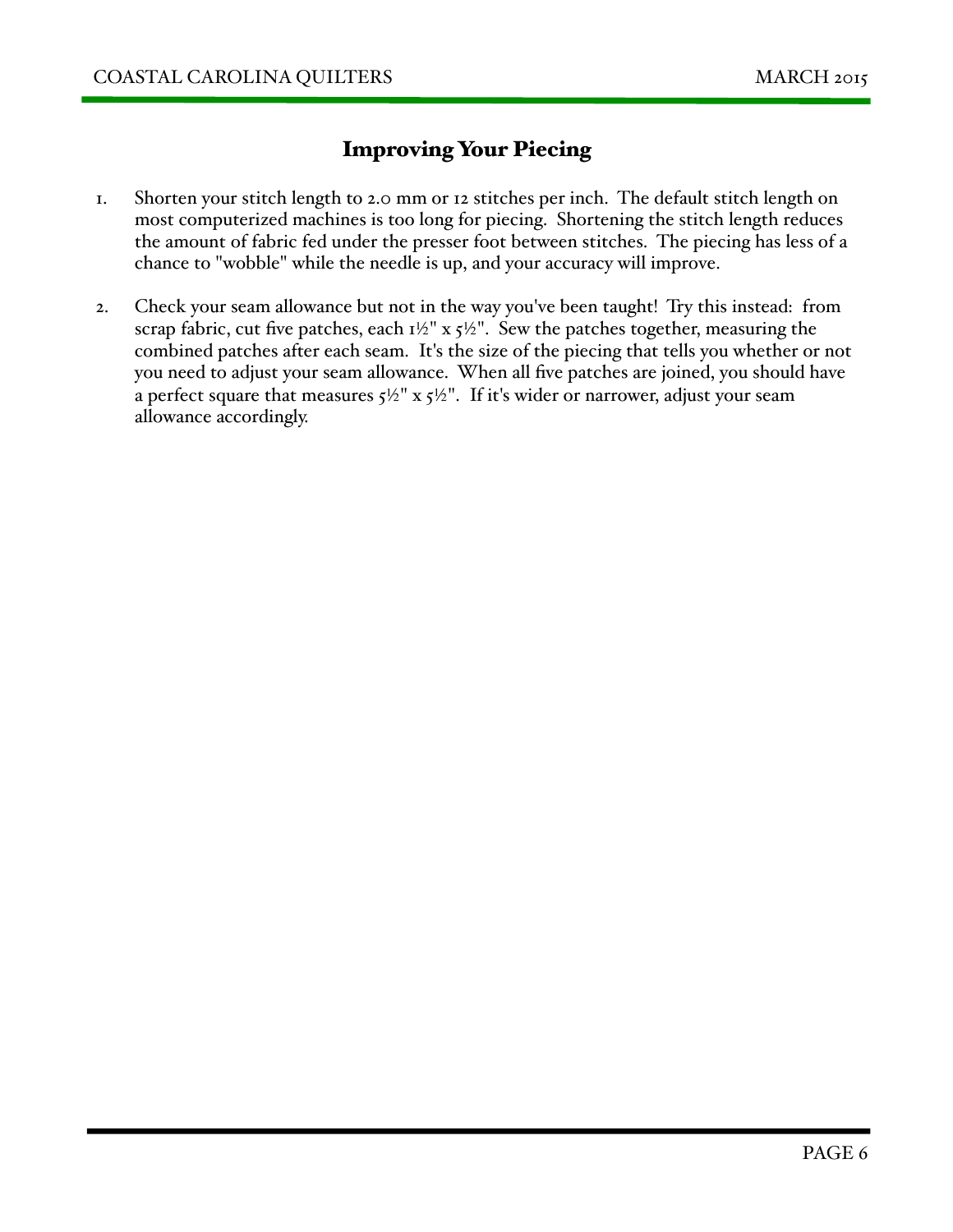## Improving Your Piecing

1. Shorten your stitch length to 2.0 mm or 12 stitches per inch. The default stitch length on most computerized machines is too long for piecing. Shortening the stitch length reduces the amount of fabric fed under the presser foot between stitches. The piecing has less of a chance to "wobble" while the needle is up, and your accuracy will improve.

2. Check your seam allowance but not in the way you've been taught! Try this instead: from scrap fabric, cut five patches, each 1½" x 5½". Sew the patches together, measuring the combined patches after each seam. It's the size of the piecing that tells you whether or not you need to adjust your seam allowance. When all five patches are joined, you should have a perfect square that measures 5½" x 5½". If it's wider or narrower, adjust your seam allowance accordingly.